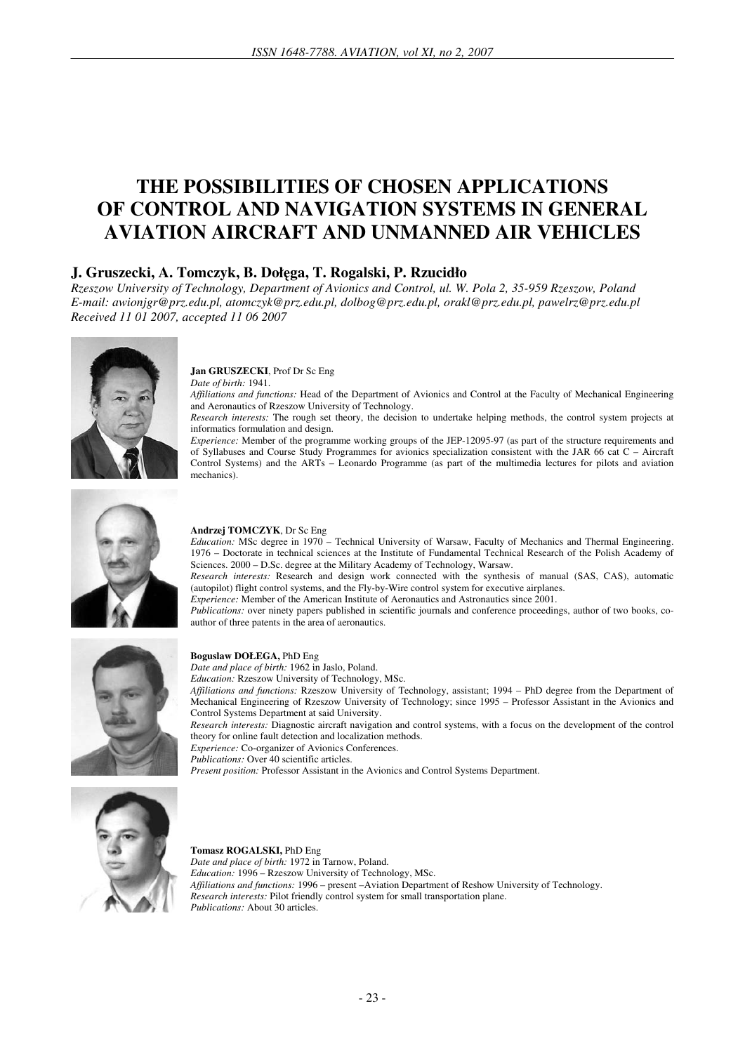# THE POSSIBILITIES OF CHOSEN APPLICATIONS OF CONTROL AND NAVIGATION SYSTEMS IN GENERAL AVIATION AIRCRAFT AND UNMANNED AIR VEHICLES

## J. Gruszecki, A. Tomczyk, B. Dołęga, T. Rogalski, P. Rzucidło

*Rzeszow University of Technology, Department of Avionics and Control, ul. W. Pola 2, 35-959 Rzeszow, Poland*
*E-mail: awionjgr@prz.edu.pl, atomczyk@prz.edu.pl, dolbog@prz.edu.pl, orakl@prz.edu.pl, pawelrz@prz.edu.pl*
*Received 11 01 2007, accepted 11 06 2007*

**Jan GRUSZECKI**, Prof Dr Sc Eng
*Date of birth:* 1941.
*Affiliations and functions:* Head of the Department of Avionics and Control at the Faculty of Mechanical Engineering and Aeronautics of Rzeszow University of Technology.
*Research interests:* The rough set theory, the decision to undertake helping methods, the control system projects at informatics formulation and design.
*Experience:* Member of the programme working groups of the JEP-12095-97 (as part of the structure requirements and of Syllabuses and Course Study Programmes for avionics specialization consistent with the JAR 66 cat C – Aircraft Control Systems) and the ARTs – Leonardo Programme (as part of the multimedia lectures for pilots and aviation mechanics).

**Andrzej TOMCZYK**, Dr Sc Eng
*Education:* MSc degree in 1970 – Technical University of Warsaw, Faculty of Mechanics and Thermal Engineering. 1976 – Doctorate in technical sciences at the Institute of Fundamental Technical Research of the Polish Academy of Sciences. 2000 – D.Sc. degree at the Military Academy of Technology, Warsaw.
*Research interests:* Research and design work connected with the synthesis of manual (SAS, CAS), automatic (autopilot) flight control systems, and the Fly-by-Wire control system for executive airplanes.
*Experience:* Member of the American Institute of Aeronautics and Astronautics since 2001.
*Publications:* over ninety papers published in scientific journals and conference proceedings, author of two books, co-author of three patents in the area of aeronautics.

**Bogusław DOŁEGA,** PhD Eng
*Date and place of birth:* 1962 in Jaslo, Poland.
*Education:* Rzeszow University of Technology, MSc.
*Affiliations and functions:* Rzeszow University of Technology, assistant; 1994 – PhD degree from the Department of Mechanical Engineering of Rzeszow University of Technology; since 1995 – Professor Assistant in the Avionics and Control Systems Department at said University.
*Research interests:* Diagnostic aircraft navigation and control systems, with a focus on the development of the control theory for online fault detection and localization methods.
*Experience:* Co-organizer of Avionics Conferences.
*Publications:* Over 40 scientific articles.
*Present position:* Professor Assistant in the Avionics and Control Systems Department.

**Tomasz ROGALSKI,** PhD Eng
*Date and place of birth:* 1972 in Tarnow, Poland.
*Education:* 1996 – Rzeszow University of Technology, MSc.
*Affiliations and functions:* 1996 – present –Aviation Department of Reshow University of Technology.
*Research interests:* Pilot friendly control system for small transportation plane.
*Publications:* About 30 articles.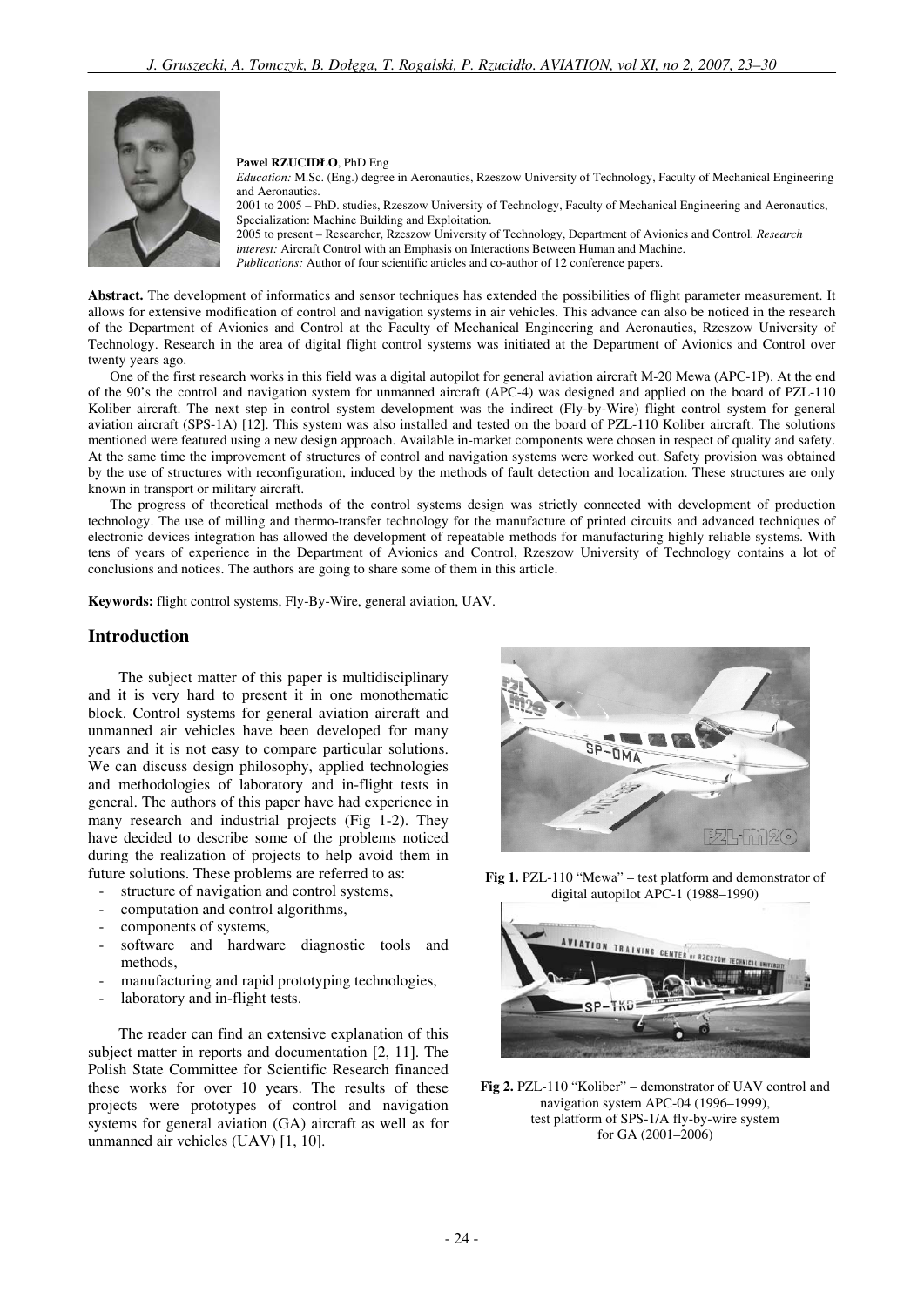**Pawel RZUCIDŁO**, PhD Eng

*Education:* M.Sc. (Eng.) degree in Aeronautics, Rzeszow University of Technology, Faculty of Mechanical Engineering and Aeronautics.

2001 to 2005 – PhD. studies, Rzeszow University of Technology, Faculty of Mechanical Engineering and Aeronautics, Specialization: Machine Building and Exploitation.

2005 to present – Researcher, Rzeszow University of Technology, Department of Avionics and Control. *Research interest:* Aircraft Control with an Emphasis on Interactions Between Human and Machine.

*Publications:* Author of four scientific articles and co-author of 12 conference papers.

**Abstract.** The development of informatics and sensor techniques has extended the possibilities of flight parameter measurement. It allows for extensive modification of control and navigation systems in air vehicles. This advance can also be noticed in the research of the Department of Avionics and Control at the Faculty of Mechanical Engineering and Aeronautics, Rzeszow University of Technology. Research in the area of digital flight control systems was initiated at the Department of Avionics and Control over twenty years ago.

One of the first research works in this field was a digital autopilot for general aviation aircraft M-20 Mewa (APC-1P). At the end of the 90's the control and navigation system for unmanned aircraft (APC-4) was designed and applied on the board of PZL-110 Koliber aircraft. The next step in control system development was the indirect (Fly-by-Wire) flight control system for general aviation aircraft (SPS-1A) [12]. This system was also installed and tested on the board of PZL-110 Koliber aircraft. The solutions mentioned were featured using a new design approach. Available in-market components were chosen in respect of quality and safety. At the same time the improvement of structures of control and navigation systems were worked out. Safety provision was obtained by the use of structures with reconfiguration, induced by the methods of fault detection and localization. These structures are only known in transport or military aircraft.

The progress of theoretical methods of the control systems design was strictly connected with development of production technology. The use of milling and thermo-transfer technology for the manufacture of printed circuits and advanced techniques of electronic devices integration has allowed the development of repeatable methods for manufacturing highly reliable systems. With tens of years of experience in the Department of Avionics and Control, Rzeszow University of Technology contains a lot of conclusions and notices. The authors are going to share some of them in this article.

**Keywords:** flight control systems, Fly-By-Wire, general aviation, UAV.

## Introduction

The subject matter of this paper is multidisciplinary and it is very hard to present it in one monothematic block. Control systems for general aviation aircraft and unmanned air vehicles have been developed for many years and it is not easy to compare particular solutions. We can discuss design philosophy, applied technologies and methodologies of laboratory and in-flight tests in general. The authors of this paper have had experience in many research and industrial projects (Fig 1-2). They have decided to describe some of the problems noticed during the realization of projects to help avoid them in future solutions. These problems are referred to as:

- structure of navigation and control systems,
- computation and control algorithms,
- components of systems,
- software and hardware diagnostic tools and methods,
- manufacturing and rapid prototyping technologies,
- laboratory and in-flight tests.

The reader can find an extensive explanation of this subject matter in reports and documentation [2, 11]. The Polish State Committee for Scientific Research financed these works for over 10 years. The results of these projects were prototypes of control and navigation systems for general aviation (GA) aircraft as well as for unmanned air vehicles (UAV) [1, 10].

**Fig 1.** PZL-110 "Mewa" – test platform and demonstrator of digital autopilot APC-1 (1988–1990)

**Fig 2.** PZL-110 "Koliber" – demonstrator of UAV control and navigation system APC-04 (1996–1999), test platform of SPS-1/A fly-by-wire system for GA (2001–2006)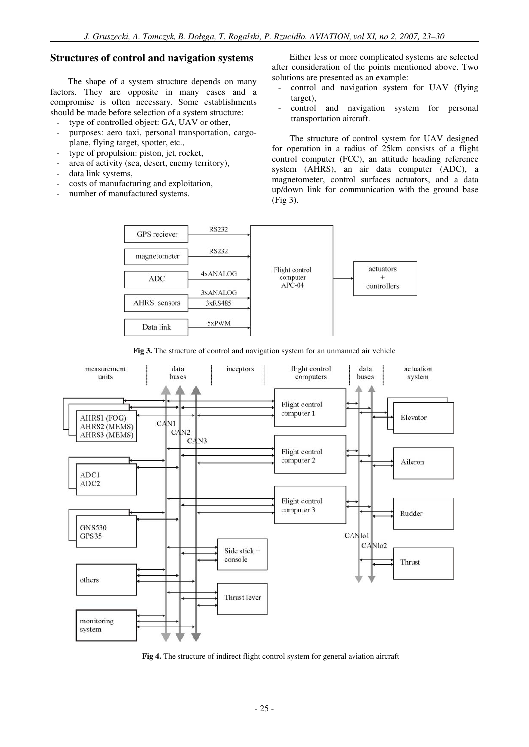## Structures of control and navigation systems

The shape of a system structure depends on many factors. They are opposite in many cases and a compromise is often necessary. Some establishments should be made before selection of a system structure:

- type of controlled object: GA, UAV or other,
- purposes: aero taxi, personal transportation, cargo-plane, flying target, spotter, etc.,
- type of propulsion: piston, jet, rocket,
- area of activity (sea, desert, enemy territory),
- data link systems,
- costs of manufacturing and exploitation,
- number of manufactured systems.

Either less or more complicated systems are selected after consideration of the points mentioned above. Two solutions are presented as an example:

- control and navigation system for UAV (flying target),
- control and navigation system for personal transportation aircraft.

The structure of control system for UAV designed for operation in a radius of 25km consists of a flight control computer (FCC), an attitude heading reference system (AHRS), an air data computer (ADC), a magnetometer, control surfaces actuators, and a data up/down link for communication with the ground base (Fig 3).

**Fig 3.** The structure of control and navigation system for an unmanned air vehicle

**Fig 4.** The structure of indirect flight control system for general aviation aircraft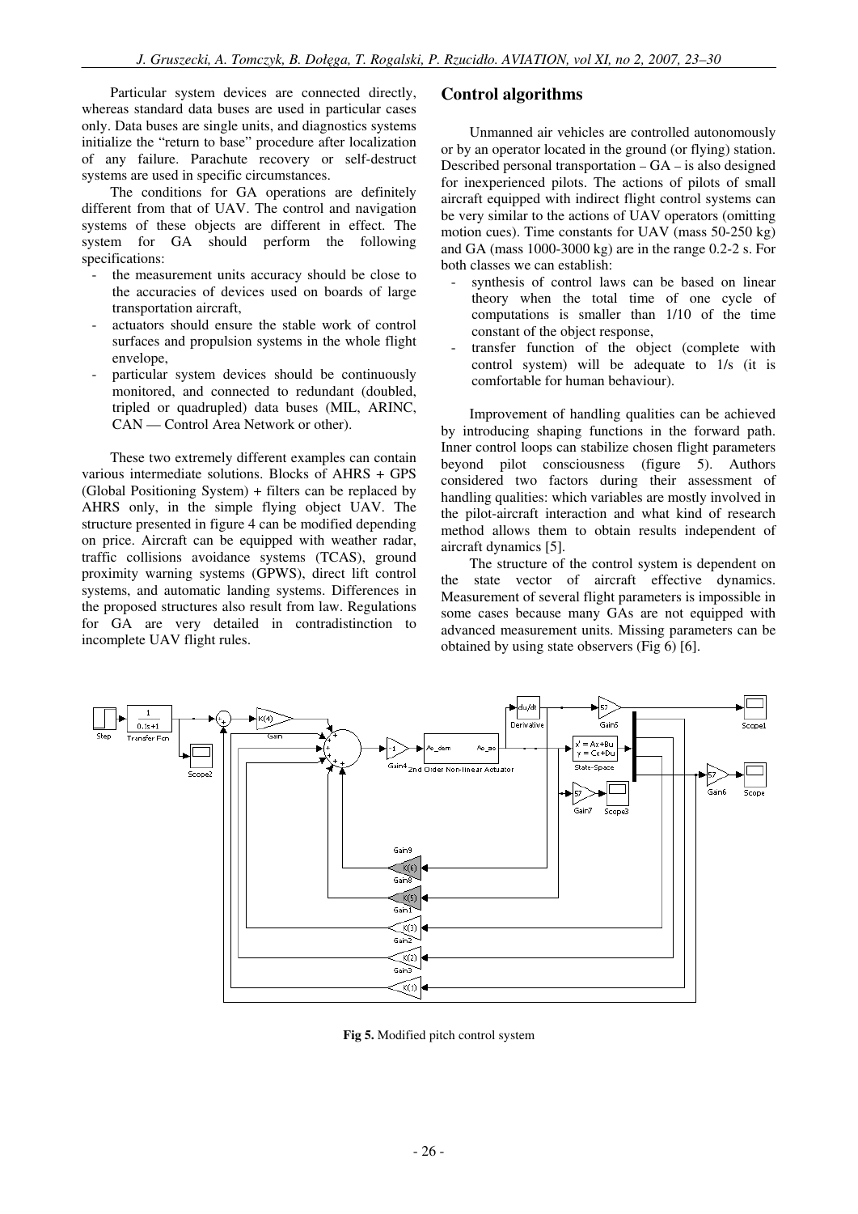Particular system devices are connected directly, whereas standard data buses are used in particular cases only. Data buses are single units, and diagnostics systems initialize the "return to base" procedure after localization of any failure. Parachute recovery or self-destruct systems are used in specific circumstances.

The conditions for GA operations are definitely different from that of UAV. The control and navigation systems of these objects are different in effect. The system for GA should perform the following specifications:

- the measurement units accuracy should be close to the accuracies of devices used on boards of large transportation aircraft,
- actuators should ensure the stable work of control surfaces and propulsion systems in the whole flight envelope,
- particular system devices should be continuously monitored, and connected to redundant (doubled, tripled or quadrupled) data buses (MIL, ARINC, CAN — Control Area Network or other).

These two extremely different examples can contain various intermediate solutions. Blocks of AHRS + GPS (Global Positioning System) + filters can be replaced by AHRS only, in the simple flying object UAV. The structure presented in figure 4 can be modified depending on price. Aircraft can be equipped with weather radar, traffic collisions avoidance systems (TCAS), ground proximity warning systems (GPWS), direct lift control systems, and automatic landing systems. Differences in the proposed structures also result from law. Regulations for GA are very detailed in contradistinction to incomplete UAV flight rules.

## Control algorithms

Unmanned air vehicles are controlled autonomously or by an operator located in the ground (or flying) station. Described personal transportation – GA – is also designed for inexperienced pilots. The actions of pilots of small aircraft equipped with indirect flight control systems can be very similar to the actions of UAV operators (omitting motion cues). Time constants for UAV (mass 50-250 kg) and GA (mass 1000-3000 kg) are in the range 0.2-2 s. For both classes we can establish:

- synthesis of control laws can be based on linear theory when the total time of one cycle of computations is smaller than 1/10 of the time constant of the object response,
- transfer function of the object (complete with control system) will be adequate to 1/s (it is comfortable for human behaviour).

Improvement of handling qualities can be achieved by introducing shaping functions in the forward path. Inner control loops can stabilize chosen flight parameters beyond pilot consciousness (figure 5). Authors considered two factors during their assessment of handling qualities: which variables are mostly involved in the pilot-aircraft interaction and what kind of research method allows them to obtain results independent of aircraft dynamics [5].

The structure of the control system is dependent on the state vector of aircraft effective dynamics. Measurement of several flight parameters is impossible in some cases because many GAs are not equipped with advanced measurement units. Missing parameters can be obtained by using state observers (Fig 6) [6].

**Fig 5.** Modified pitch control system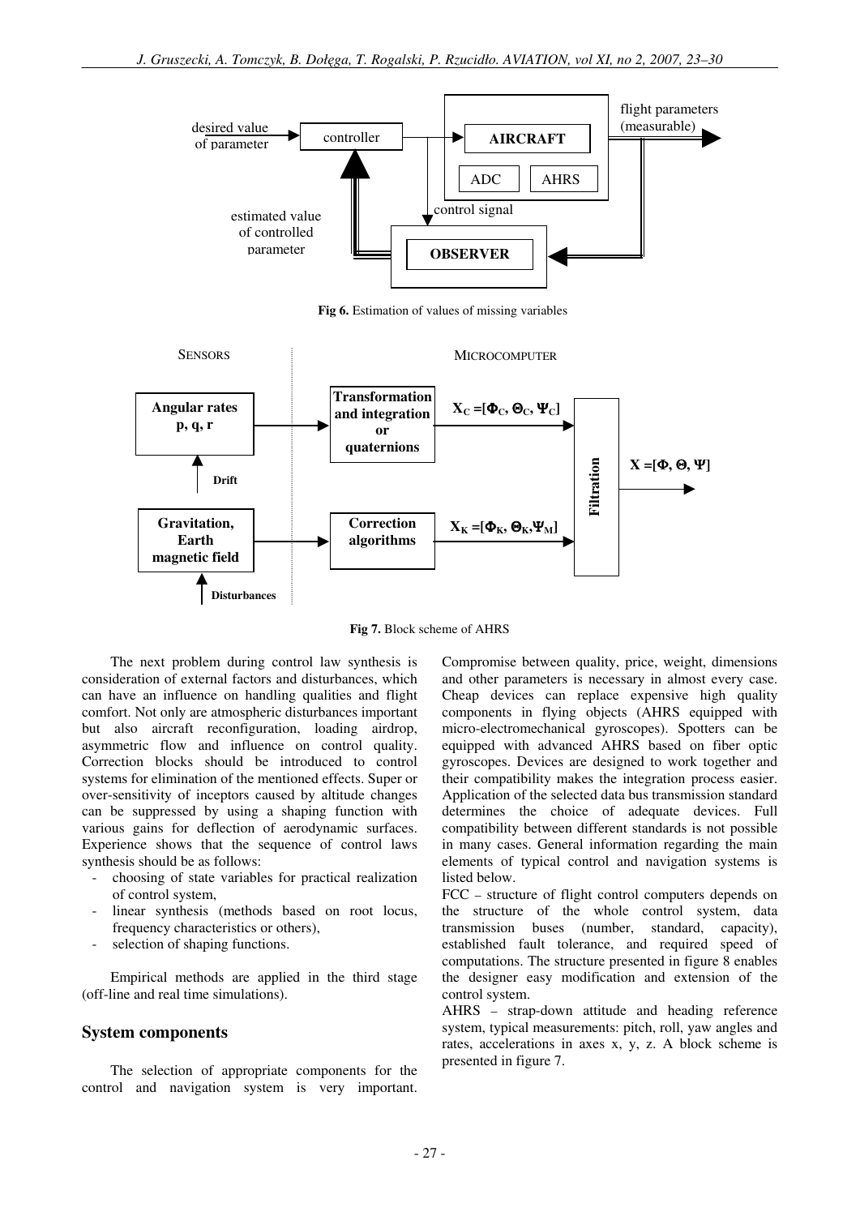**Fig 6.** Estimation of values of missing variables

**Fig 7.** Block scheme of AHRS

The next problem during control law synthesis is consideration of external factors and disturbances, which can have an influence on handling qualities and flight comfort. Not only are atmospheric disturbances important but also aircraft reconfiguration, loading airdrop, asymmetric flow and influence on control quality. Correction blocks should be introduced to control systems for elimination of the mentioned effects. Super or over-sensitivity of inceptors caused by altitude changes can be suppressed by using a shaping function with various gains for deflection of aerodynamic surfaces. Experience shows that the sequence of control laws synthesis should be as follows:

- choosing of state variables for practical realization of control system,
- linear synthesis (methods based on root locus, frequency characteristics or others),
- selection of shaping functions.

Empirical methods are applied in the third stage (off-line and real time simulations).

## System components

The selection of appropriate components for the control and navigation system is very important. Compromise between quality, price, weight, dimensions and other parameters is necessary in almost every case. Cheap devices can replace expensive high quality components in flying objects (AHRS equipped with micro-electromechanical gyroscopes). Spotters can be equipped with advanced AHRS based on fiber optic gyroscopes. Devices are designed to work together and their compatibility makes the integration process easier. Application of the selected data bus transmission standard determines the choice of adequate devices. Full compatibility between different standards is not possible in many cases. General information regarding the main elements of typical control and navigation systems is listed below.

FCC – structure of flight control computers depends on the structure of the whole control system, data transmission buses (number, standard, capacity), established fault tolerance, and required speed of computations. The structure presented in figure 8 enables the designer easy modification and extension of the control system.

AHRS – strap-down attitude and heading reference system, typical measurements: pitch, roll, yaw angles and rates, accelerations in axes x, y, z. A block scheme is presented in figure 7.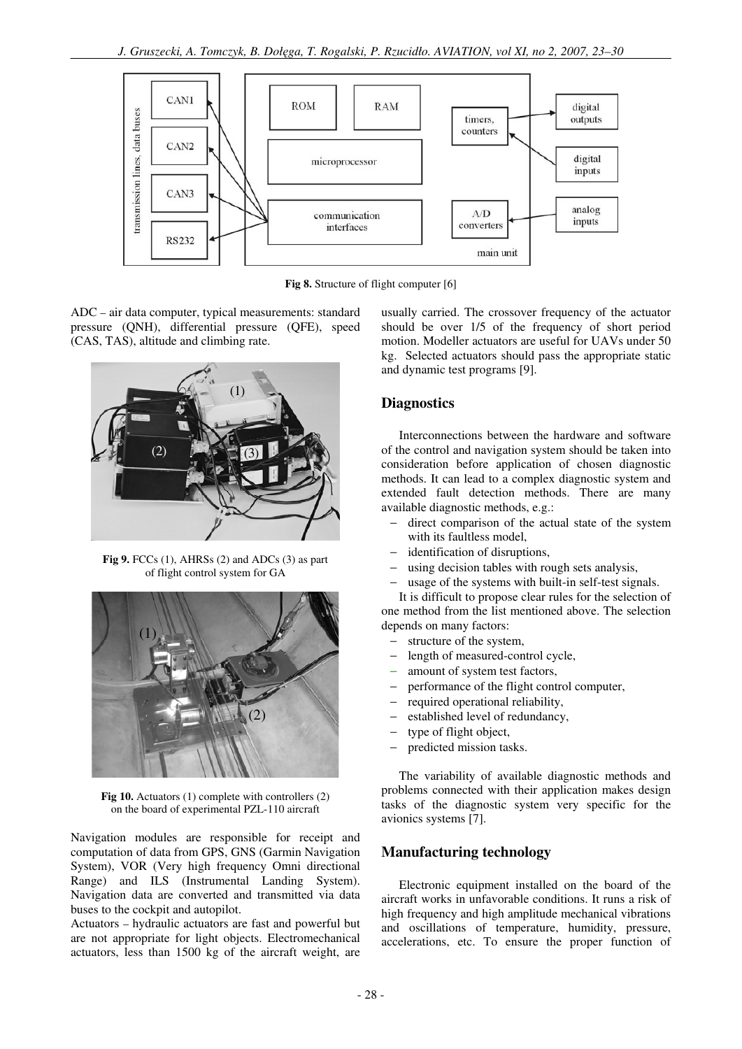**Fig 8.** Structure of flight computer [6]

ADC – air data computer, typical measurements: standard pressure (QNH), differential pressure (QFE), speed (CAS, TAS), altitude and climbing rate.

**Fig 9.** FCCs (1), AHRSs (2) and ADCs (3) as part of flight control system for GA

**Fig 10.** Actuators (1) complete with controllers (2) on the board of experimental PZL-110 aircraft

Navigation modules are responsible for receipt and computation of data from GPS, GNS (Garmin Navigation System), VOR (Very high frequency Omni directional Range) and ILS (Instrumental Landing System). Navigation data are converted and transmitted via data buses to the cockpit and autopilot.

Actuators – hydraulic actuators are fast and powerful but are not appropriate for light objects. Electromechanical actuators, less than 1500 kg of the aircraft weight, are usually carried. The crossover frequency of the actuator should be over 1/5 of the frequency of short period motion. Modeller actuators are useful for UAVs under 50 kg. Selected actuators should pass the appropriate static and dynamic test programs [9].

## Diagnostics

Interconnections between the hardware and software of the control and navigation system should be taken into consideration before application of chosen diagnostic methods. It can lead to a complex diagnostic system and extended fault detection methods. There are many available diagnostic methods, e.g.:

- direct comparison of the actual state of the system with its faultless model,
- identification of disruptions,
- using decision tables with rough sets analysis,
- usage of the systems with built-in self-test signals.

It is difficult to propose clear rules for the selection of one method from the list mentioned above. The selection depends on many factors:

- structure of the system,
- length of measured-control cycle,
- amount of system test factors,
- performance of the flight control computer,
- required operational reliability,
- established level of redundancy,
- type of flight object,
- predicted mission tasks.

The variability of available diagnostic methods and problems connected with their application makes design tasks of the diagnostic system very specific for the avionics systems [7].

## Manufacturing technology

Electronic equipment installed on the board of the aircraft works in unfavorable conditions. It runs a risk of high frequency and high amplitude mechanical vibrations and oscillations of temperature, humidity, pressure, accelerations, etc. To ensure the proper function of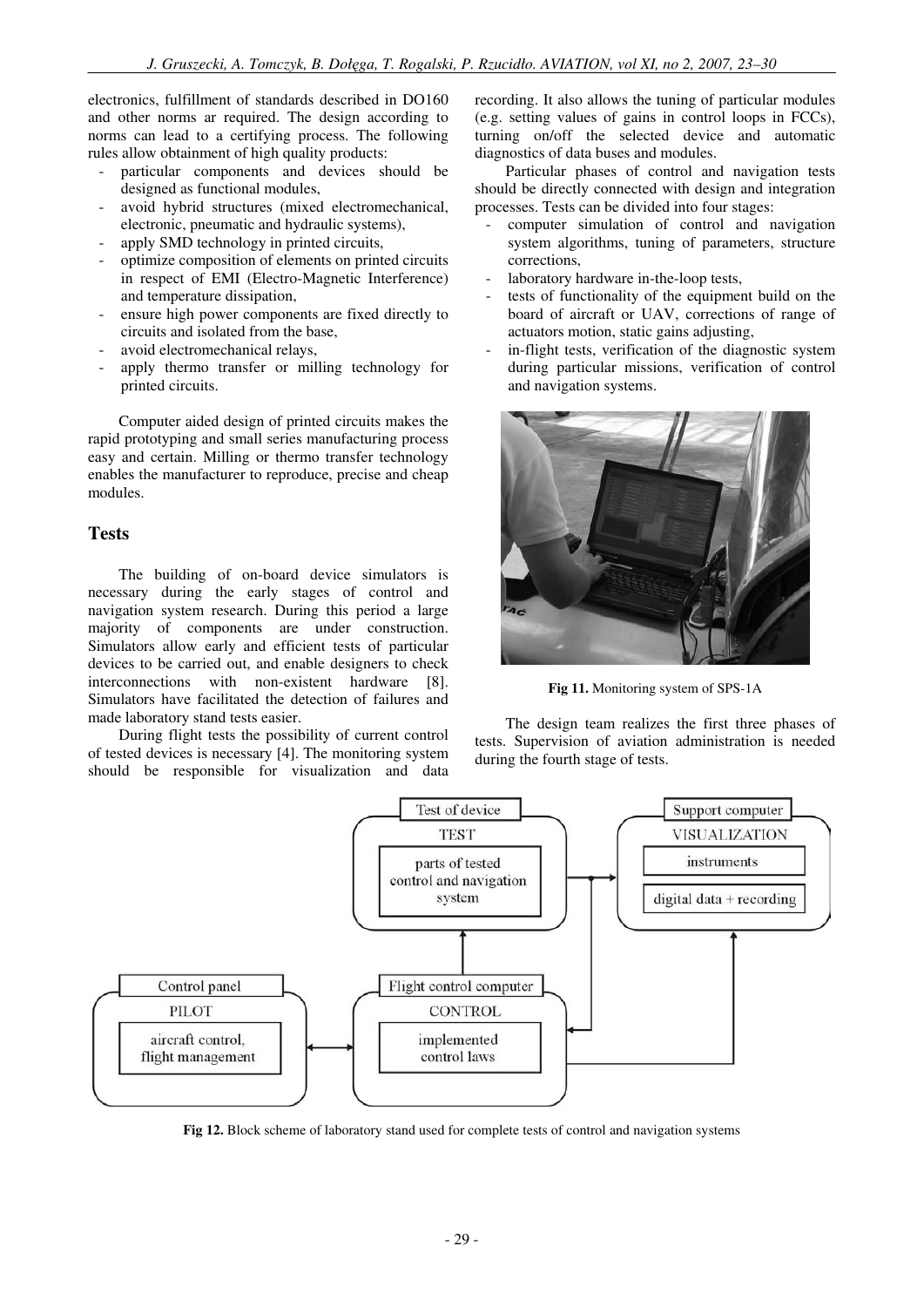electronics, fulfillment of standards described in DO160 and other norms ar required. The design according to norms can lead to a certifying process. The following rules allow obtainment of high quality products:

- particular components and devices should be designed as functional modules,
- avoid hybrid structures (mixed electromechanical, electronic, pneumatic and hydraulic systems),
- apply SMD technology in printed circuits,
- optimize composition of elements on printed circuits in respect of EMI (Electro-Magnetic Interference) and temperature dissipation,
- ensure high power components are fixed directly to circuits and isolated from the base,
- avoid electromechanical relays,
- apply thermo transfer or milling technology for printed circuits.

Computer aided design of printed circuits makes the rapid prototyping and small series manufacturing process easy and certain. Milling or thermo transfer technology enables the manufacturer to reproduce, precise and cheap modules.

## Tests

The building of on-board device simulators is necessary during the early stages of control and navigation system research. During this period a large majority of components are under construction. Simulators allow early and efficient tests of particular devices to be carried out, and enable designers to check interconnections with non-existent hardware [8]. Simulators have facilitated the detection of failures and made laboratory stand tests easier.

During flight tests the possibility of current control of tested devices is necessary [4]. The monitoring system should be responsible for visualization and data recording. It also allows the tuning of particular modules (e.g. setting values of gains in control loops in FCCs), turning on/off the selected device and automatic diagnostics of data buses and modules.

Particular phases of control and navigation tests should be directly connected with design and integration processes. Tests can be divided into four stages:

- computer simulation of control and navigation system algorithms, tuning of parameters, structure corrections,
- laboratory hardware in-the-loop tests,
- tests of functionality of the equipment build on the board of aircraft or UAV, corrections of range of actuators motion, static gains adjusting,
- in-flight tests, verification of the diagnostic system during particular missions, verification of control and navigation systems.

**Fig 11.** Monitoring system of SPS-1A

The design team realizes the first three phases of tests. Supervision of aviation administration is needed during the fourth stage of tests.

Test of device — TEST — parts of tested control and navigation system

Support computer — VISUALIZATION — instruments; digital data + recording

Control panel — PILOT — aircraft control, flight management

Flight control computer — CONTROL — implemented control laws

**Fig 12.** Block scheme of laboratory stand used for complete tests of control and navigation systems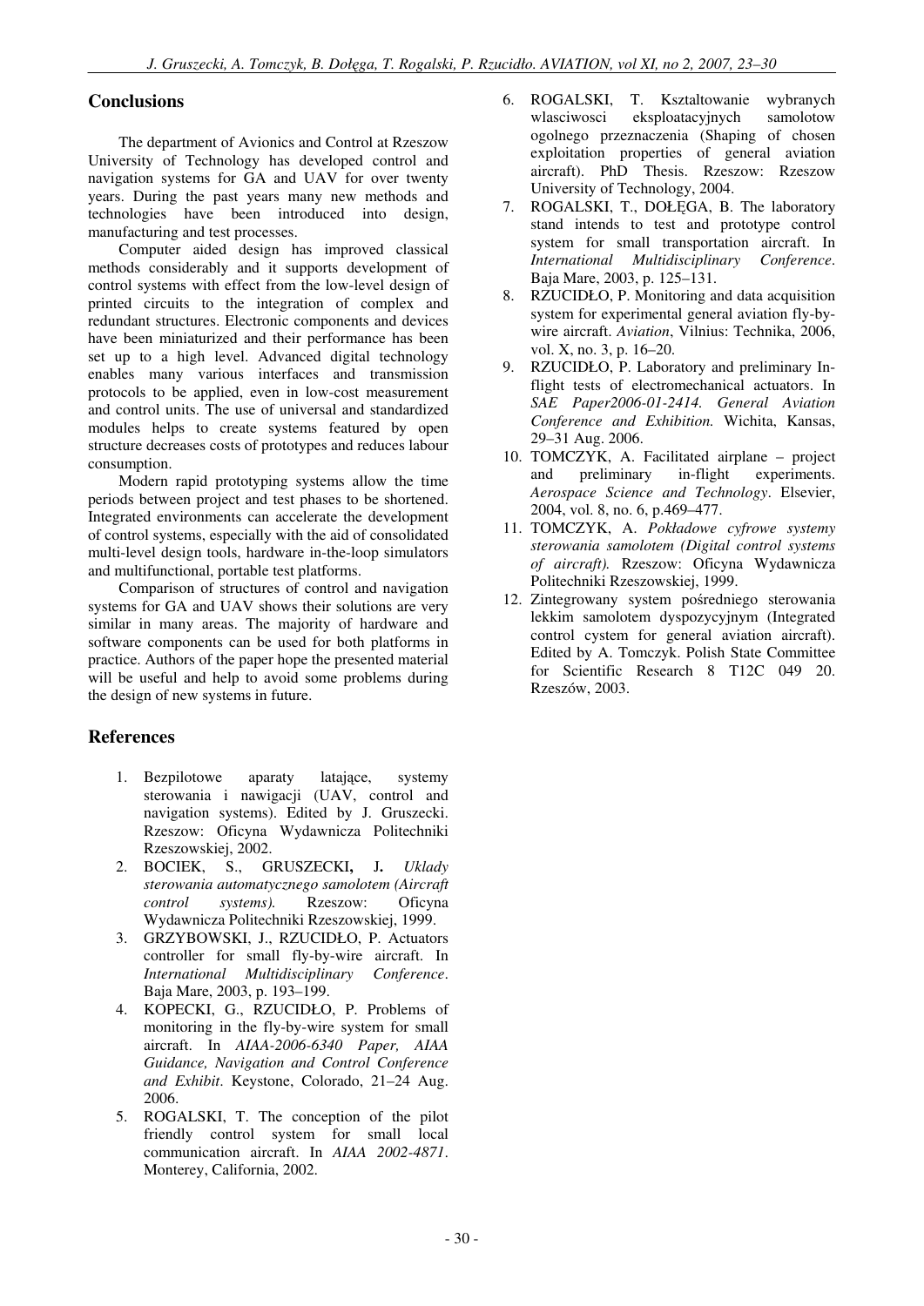## Conclusions

The department of Avionics and Control at Rzeszow University of Technology has developed control and navigation systems for GA and UAV for over twenty years. During the past years many new methods and technologies have been introduced into design, manufacturing and test processes.

Computer aided design has improved classical methods considerably and it supports development of control systems with effect from the low-level design of printed circuits to the integration of complex and redundant structures. Electronic components and devices have been miniaturized and their performance has been set up to a high level. Advanced digital technology enables many various interfaces and transmission protocols to be applied, even in low-cost measurement and control units. The use of universal and standardized modules helps to create systems featured by open structure decreases costs of prototypes and reduces labour consumption.

Modern rapid prototyping systems allow the time periods between project and test phases to be shortened. Integrated environments can accelerate the development of control systems, especially with the aid of consolidated multi-level design tools, hardware in-the-loop simulators and multifunctional, portable test platforms.

Comparison of structures of control and navigation systems for GA and UAV shows their solutions are very similar in many areas. The majority of hardware and software components can be used for both platforms in practice. Authors of the paper hope the presented material will be useful and help to avoid some problems during the design of new systems in future.

## References

1. Bezpilotowe aparaty latające, systemy sterowania i nawigacji (UAV, control and navigation systems). Edited by J. Gruszecki. Rzeszow: Oficyna Wydawnicza Politechniki Rzeszowskiej, 2002.
2. BOCIEK, S., GRUSZECKI**,** J**.** *Uklady sterowania automatycznego samolotem (Aircraft control systems).* Rzeszow: Oficyna Wydawnicza Politechniki Rzeszowskiej, 1999.
3. GRZYBOWSKI, J., RZUCIDŁO, P. Actuators controller for small fly-by-wire aircraft. In *International Multidisciplinary Conference*. Baja Mare, 2003, p. 193–199.
4. KOPECKI, G., RZUCIDŁO, P. Problems of monitoring in the fly-by-wire system for small aircraft. In *AIAA-2006-6340 Paper, AIAA Guidance, Navigation and Control Conference and Exhibit*. Keystone, Colorado, 21–24 Aug. 2006.
5. ROGALSKI, T. The conception of the pilot friendly control system for small local communication aircraft. In *AIAA 2002-4871*. Monterey, California, 2002.
6. ROGALSKI, T. Ksztaltowanie wybranych wlasciwosci eksploatacyjnych samolotow ogolnego przeznaczenia (Shaping of chosen exploitation properties of general aviation aircraft). PhD Thesis. Rzeszow: Rzeszow University of Technology, 2004.
7. ROGALSKI, T., DOŁĘGA, B. The laboratory stand intends to test and prototype control system for small transportation aircraft. In *International Multidisciplinary Conference*. Baja Mare, 2003, p. 125–131.
8. RZUCIDŁO, P. Monitoring and data acquisition system for experimental general aviation fly-by-wire aircraft. *Aviation*, Vilnius: Technika, 2006, vol. X, no. 3, p. 16–20.
9. RZUCIDŁO, P. Laboratory and preliminary In-flight tests of electromechanical actuators. In *SAE Paper2006-01-2414. General Aviation Conference and Exhibition.* Wichita, Kansas, 29–31 Aug. 2006.
10. TOMCZYK, A. Facilitated airplane – project and preliminary in-flight experiments. *Aerospace Science and Technology*. Elsevier, 2004, vol. 8, no. 6, p.469–477.
11. TOMCZYK, A. *Pokładowe cyfrowe systemy sterowania samolotem (Digital control systems of aircraft).* Rzeszow: Oficyna Wydawnicza Politechniki Rzeszowskiej, 1999.
12. Zintegrowany system pośredniego sterowania lekkim samolotem dyspozycyjnym (Integrated control cystem for general aviation aircraft). Edited by A. Tomczyk. Polish State Committee for Scientific Research 8 T12C 049 20. Rzeszów, 2003.